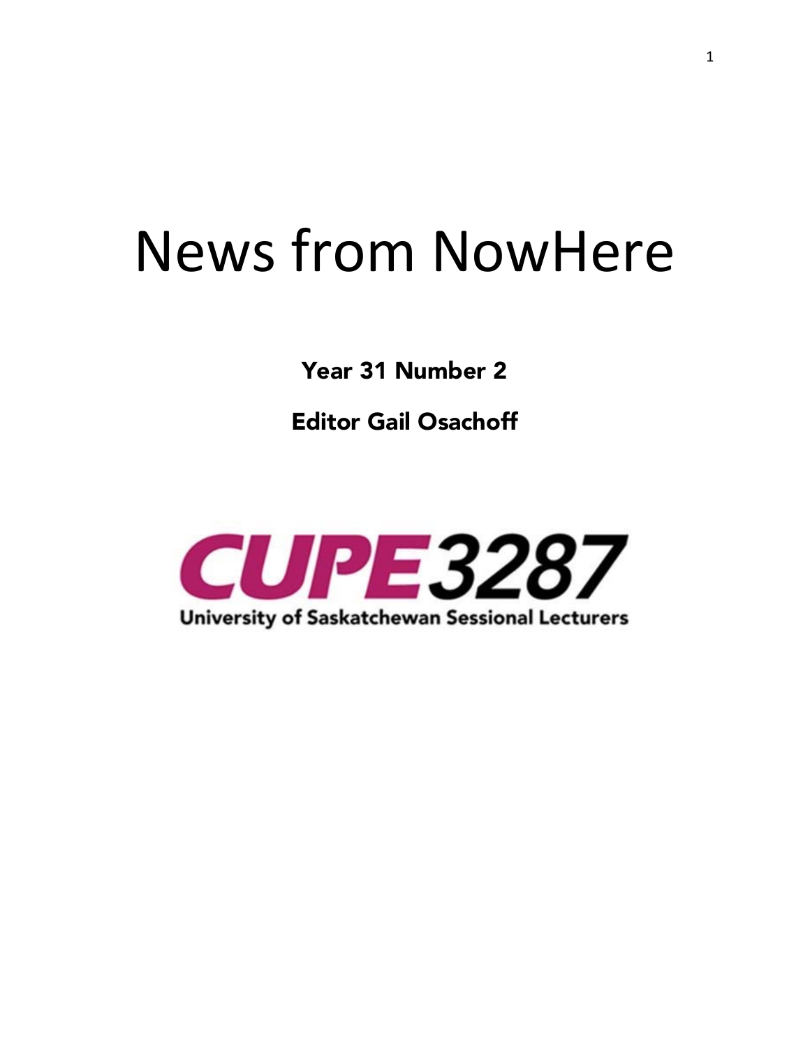# News from NowHere

**Year 31 Number 2**

**Editor Gail Osachoff**

CUPE 3287

University of Saskatchewan Sessional Lecturers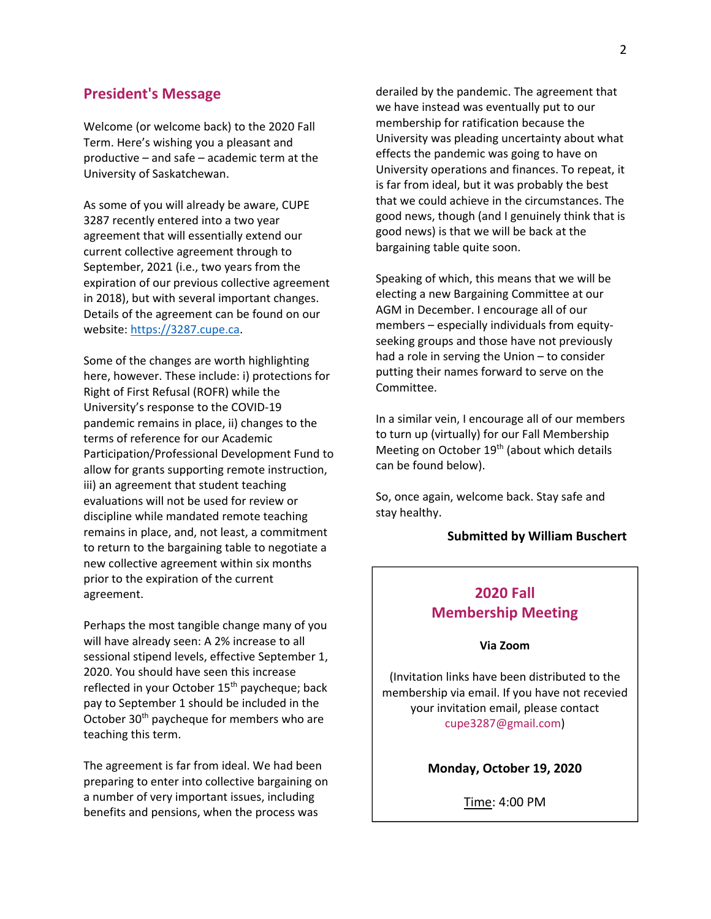## President's Message

Welcome (or welcome back) to the 2020 Fall Term. Here's wishing you a pleasant and productive – and safe – academic term at the University of Saskatchewan.

As some of you will already be aware, CUPE 3287 recently entered into a two year agreement that will essentially extend our current collective agreement through to September, 2021 (i.e., two years from the expiration of our previous collective agreement in 2018), but with several important changes. Details of the agreement can be found on our website: [https://3287.cupe.ca](https://3287.cupe.ca).

Some of the changes are worth highlighting here, however. These include: i) protections for Right of First Refusal (ROFR) while the University's response to the COVID-19 pandemic remains in place, ii) changes to the terms of reference for our Academic Participation/Professional Development Fund to allow for grants supporting remote instruction, iii) an agreement that student teaching evaluations will not be used for review or discipline while mandated remote teaching remains in place, and, not least, a commitment to return to the bargaining table to negotiate a new collective agreement within six months prior to the expiration of the current agreement.

Perhaps the most tangible change many of you will have already seen: A 2% increase to all sessional stipend levels, effective September 1, 2020. You should have seen this increase reflected in your October 15th paycheque; back pay to September 1 should be included in the October 30th paycheque for members who are teaching this term.

The agreement is far from ideal. We had been preparing to enter into collective bargaining on a number of very important issues, including benefits and pensions, when the process was derailed by the pandemic. The agreement that we have instead was eventually put to our membership for ratification because the University was pleading uncertainty about what effects the pandemic was going to have on University operations and finances. To repeat, it is far from ideal, but it was probably the best that we could achieve in the circumstances. The good news, though (and I genuinely think that is good news) is that we will be back at the bargaining table quite soon.

Speaking of which, this means that we will be electing a new Bargaining Committee at our AGM in December. I encourage all of our members – especially individuals from equity-seeking groups and those have not previously had a role in serving the Union – to consider putting their names forward to serve on the Committee.

In a similar vein, I encourage all of our members to turn up (virtually) for our Fall Membership Meeting on October 19th (about which details can be found below).

So, once again, welcome back. Stay safe and stay healthy.

**Submitted by William Buschert**

---

## 2020 Fall Membership Meeting

**Via Zoom**

(Invitation links have been distributed to the membership via email. If you have not recevied your invitation email, please contact cupe3287@gmail.com)

**Monday, October 19, 2020**

Time: 4:00 PM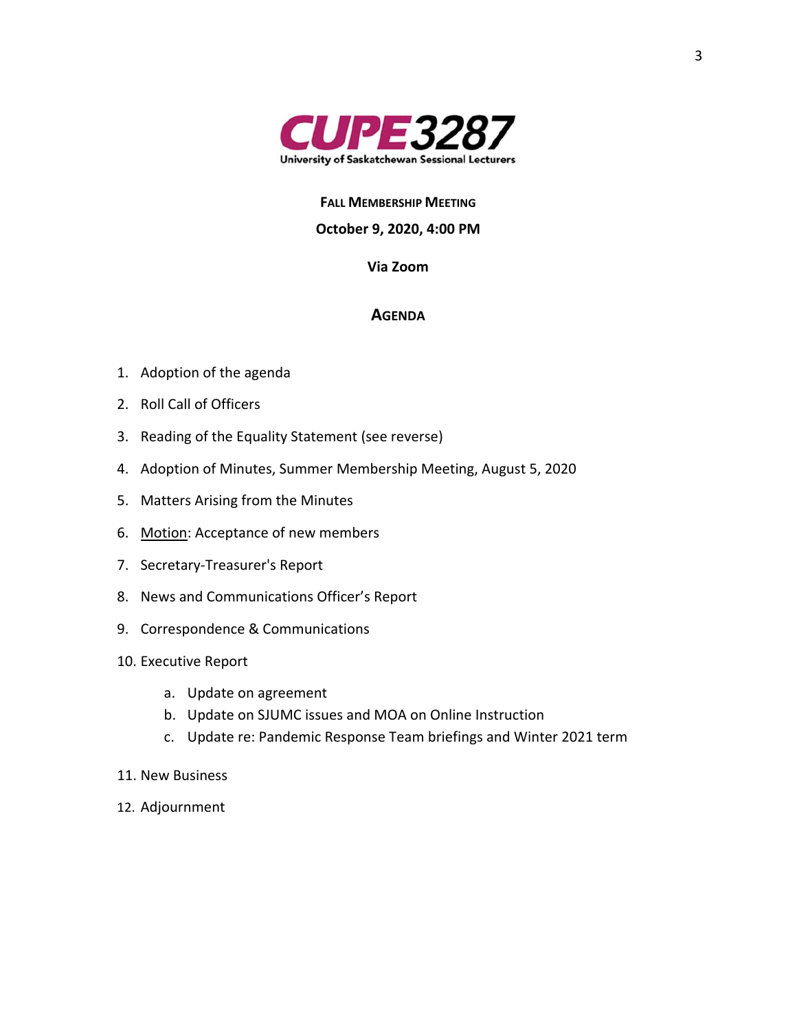**CUPE 3287**

University of Saskatchewan Sessional Lecturers

## FALL MEMBERSHIP MEETING

**October 9, 2020, 4:00 PM**

**Via Zoom**

## AGENDA

1. Adoption of the agenda
2. Roll Call of Officers
3. Reading of the Equality Statement (see reverse)
4. Adoption of Minutes, Summer Membership Meeting, August 5, 2020
5. Matters Arising from the Minutes
6. <u>Motion</u>: Acceptance of new members
7. Secretary-Treasurer's Report
8. News and Communications Officer's Report
9. Correspondence & Communications
10. Executive Report
    a. Update on agreement
    b. Update on SJUMC issues and MOA on Online Instruction
    c. Update re: Pandemic Response Team briefings and Winter 2021 term
11. New Business
12. Adjournment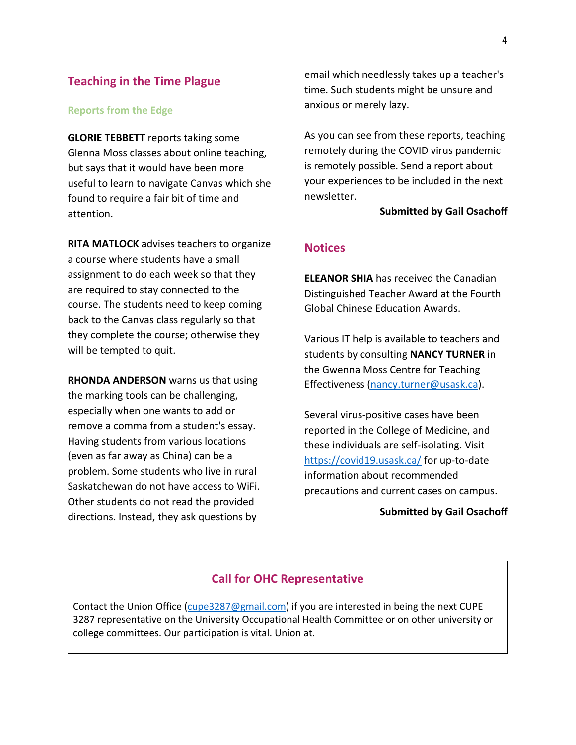## Teaching in the Time Plague

### Reports from the Edge

**GLORIE TEBBETT** reports taking some Glenna Moss classes about online teaching, but says that it would have been more useful to learn to navigate Canvas which she found to require a fair bit of time and attention.

**RITA MATLOCK** advises teachers to organize a course where students have a small assignment to do each week so that they are required to stay connected to the course. The students need to keep coming back to the Canvas class regularly so that they complete the course; otherwise they will be tempted to quit.

**RHONDA ANDERSON** warns us that using the marking tools can be challenging, especially when one wants to add or remove a comma from a student's essay. Having students from various locations (even as far away as China) can be a problem. Some students who live in rural Saskatchewan do not have access to WiFi. Other students do not read the provided directions. Instead, they ask questions by email which needlessly takes up a teacher's time. Such students might be unsure and anxious or merely lazy.

As you can see from these reports, teaching remotely during the COVID virus pandemic is remotely possible. Send a report about your experiences to be included in the next newsletter.

**Submitted by Gail Osachoff**

## Notices

**ELEANOR SHIA** has received the Canadian Distinguished Teacher Award at the Fourth Global Chinese Education Awards.

Various IT help is available to teachers and students by consulting **NANCY TURNER** in the Gwenna Moss Centre for Teaching Effectiveness (nancy.turner@usask.ca).

Several virus-positive cases have been reported in the College of Medicine, and these individuals are self-isolating. Visit https://covid19.usask.ca/ for up-to-date information about recommended precautions and current cases on campus.

**Submitted by Gail Osachoff**

## Call for OHC Representative

Contact the Union Office (cupe3287@gmail.com) if you are interested in being the next CUPE 3287 representative on the University Occupational Health Committee or on other university or college committees. Our participation is vital. Union at.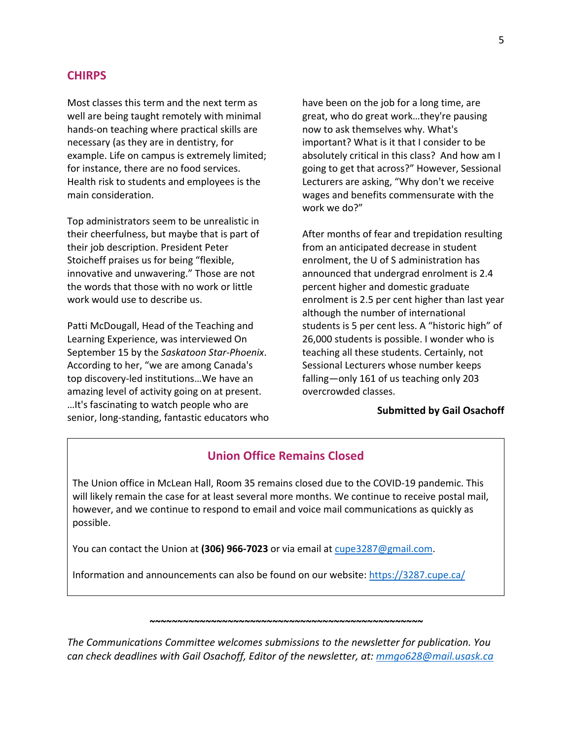## CHIRPS

Most classes this term and the next term as well are being taught remotely with minimal hands-on teaching where practical skills are necessary (as they are in dentistry, for example. Life on campus is extremely limited; for instance, there are no food services. Health risk to students and employees is the main consideration.

Top administrators seem to be unrealistic in their cheerfulness, but maybe that is part of their job description. President Peter Stoicheff praises us for being "flexible, innovative and unwavering." Those are not the words that those with no work or little work would use to describe us.

Patti McDougall, Head of the Teaching and Learning Experience, was interviewed On September 15 by the *Saskatoon Star-Phoenix*. According to her, "we are among Canada's top discovery-led institutions…We have an amazing level of activity going on at present. …It's fascinating to watch people who are senior, long-standing, fantastic educators who have been on the job for a long time, are great, who do great work…they're pausing now to ask themselves why. What's important? What is it that I consider to be absolutely critical in this class? And how am I going to get that across?" However, Sessional Lecturers are asking, "Why don't we receive wages and benefits commensurate with the work we do?"

After months of fear and trepidation resulting from an anticipated decrease in student enrolment, the U of S administration has announced that undergrad enrolment is 2.4 percent higher and domestic graduate enrolment is 2.5 per cent higher than last year although the number of international students is 5 per cent less. A "historic high" of 26,000 students is possible. I wonder who is teaching all these students. Certainly, not Sessional Lecturers whose number keeps falling—only 161 of us teaching only 203 overcrowded classes.

**Submitted by Gail Osachoff**

## Union Office Remains Closed

The Union office in McLean Hall, Room 35 remains closed due to the COVID-19 pandemic. This will likely remain the case for at least several more months. We continue to receive postal mail, however, and we continue to respond to email and voice mail communications as quickly as possible.

You can contact the Union at **(306) 966-7023** or via email at cupe3287@gmail.com.

Information and announcements can also be found on our website: https://3287.cupe.ca/

~~~~~~~~~~~~~~~~~~~~~~~~~~~~~~~~~~~~~~~~~~~~~~~~~~~

*The Communications Committee welcomes submissions to the newsletter for publication. You can check deadlines with Gail Osachoff, Editor of the newsletter, at: mmgo628@mail.usask.ca*